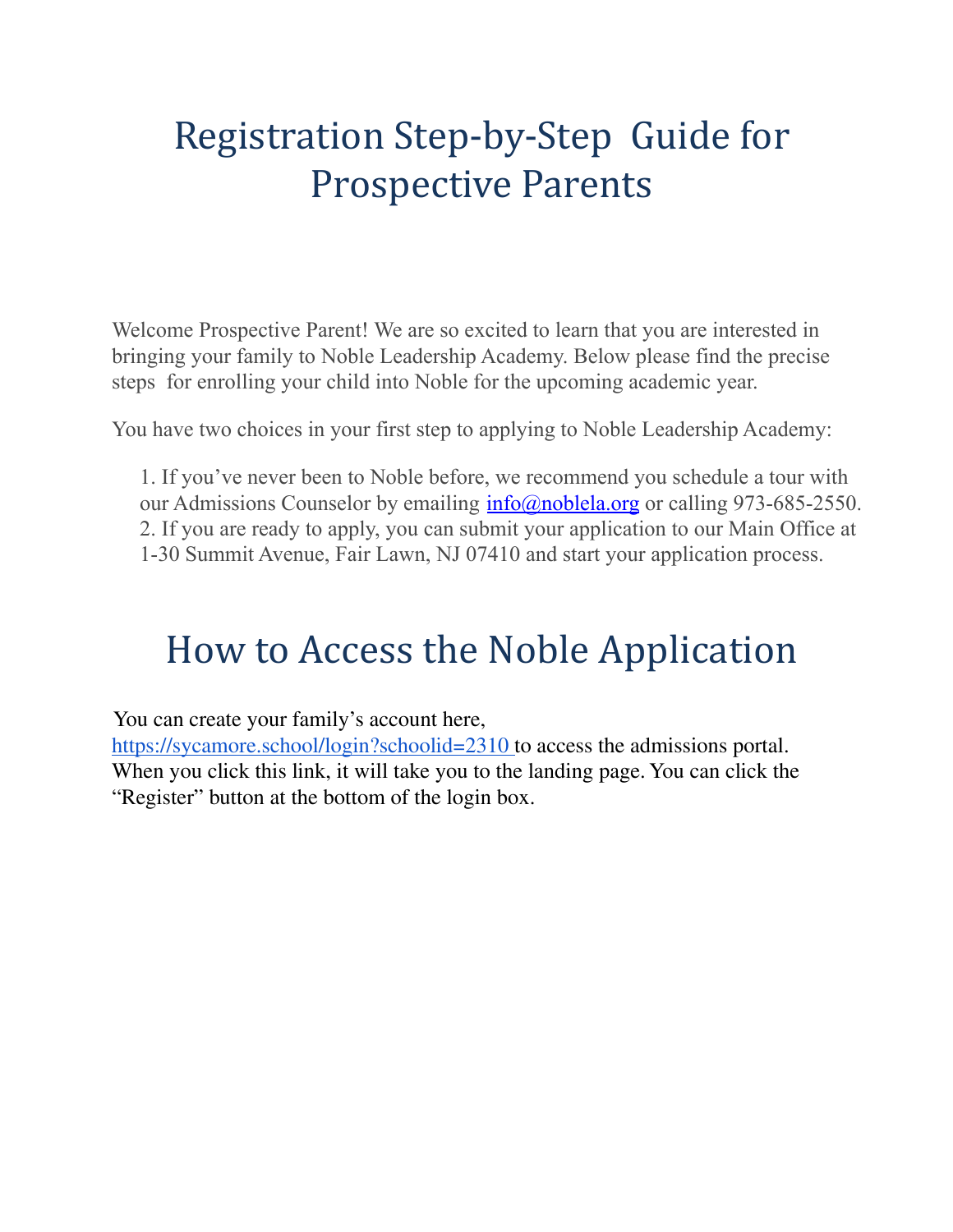# Registration Step-by-Step Guide for Prospective Parents

Welcome Prospective Parent! We are so excited to learn that you are interested in bringing your family to Noble Leadership Academy. Below please find the precise steps for enrolling your child into Noble for the upcoming academic year.

You have two choices in your first step to applying to Noble Leadership Academy:

1. If you've never been to Noble before, we recommend you schedule a tour with our Admissions Counselor by emailing info@noblela.org or calling 973-685-2550.
2. If you are ready to apply, you can submit your application to our Main Office at 1-30 Summit Avenue, Fair Lawn, NJ 07410 and start your application process.

# How to Access the Noble Application

You can create your family's account here, https://sycamore.school/login?schoolid=2310 to access the admissions portal. When you click this link, it will take you to the landing page. You can click the "Register" button at the bottom of the login box.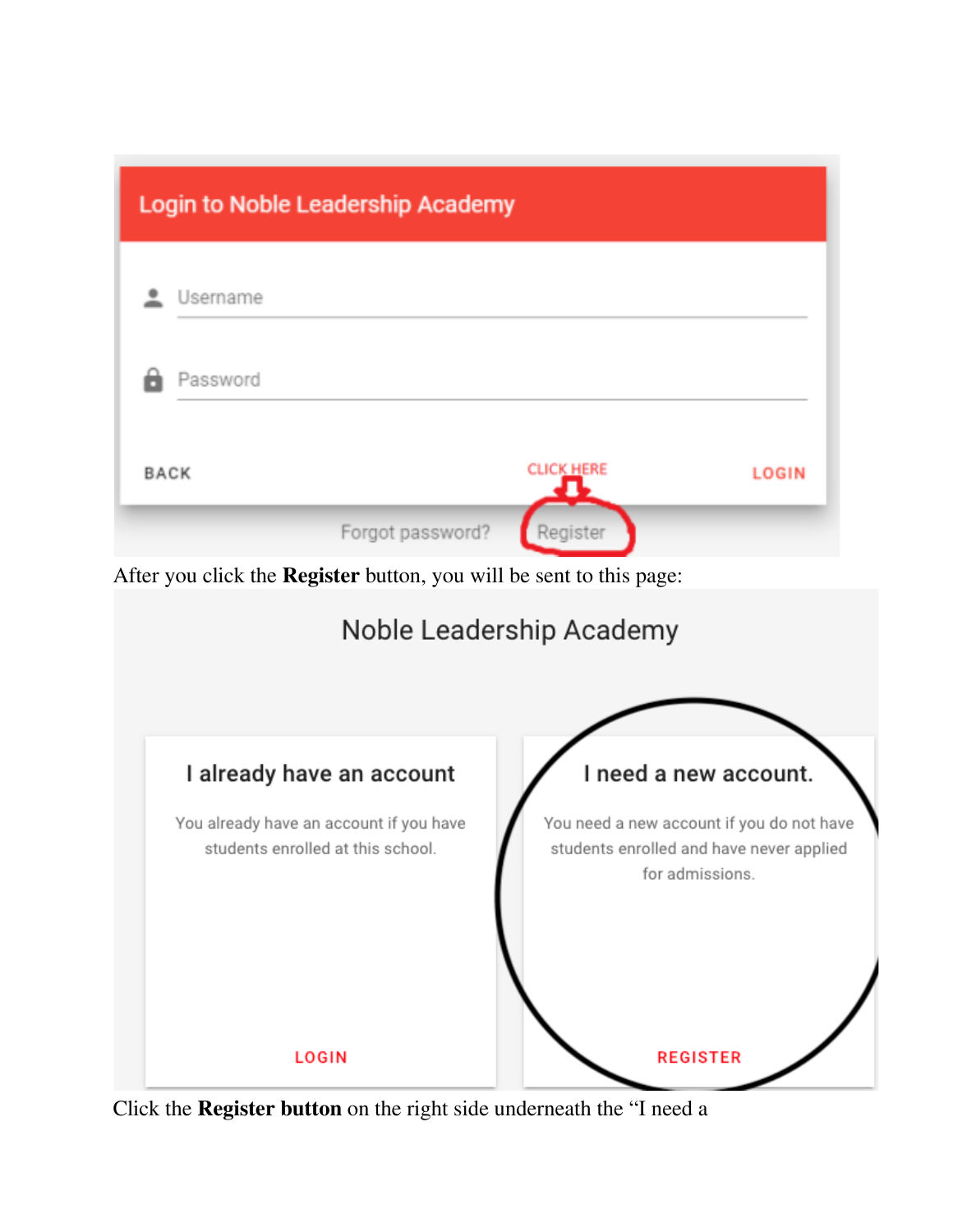After you click the **Register** button, you will be sent to this page:

Click the **Register button** on the right side underneath the "I need a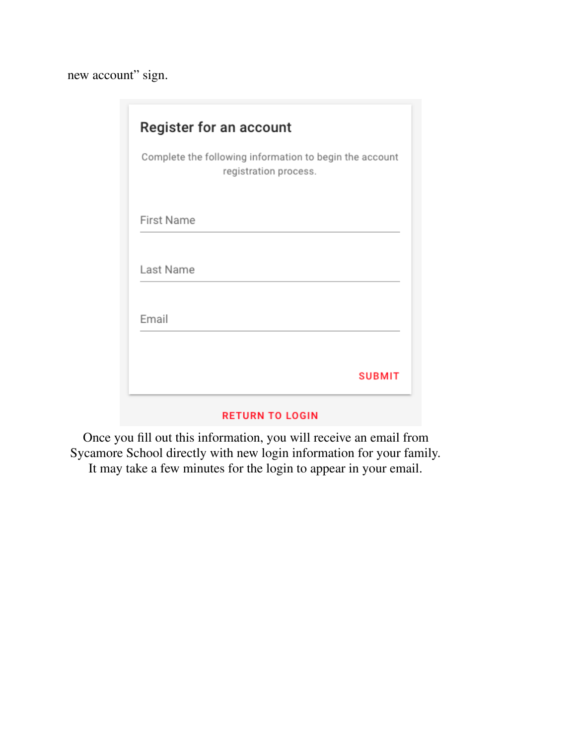new account” sign.

## Register for an account

Complete the following information to begin the account registration process.

First Name

Last Name

Email

SUBMIT

RETURN TO LOGIN

Once you fill out this information, you will receive an email from Sycamore School directly with new login information for your family. It may take a few minutes for the login to appear in your email.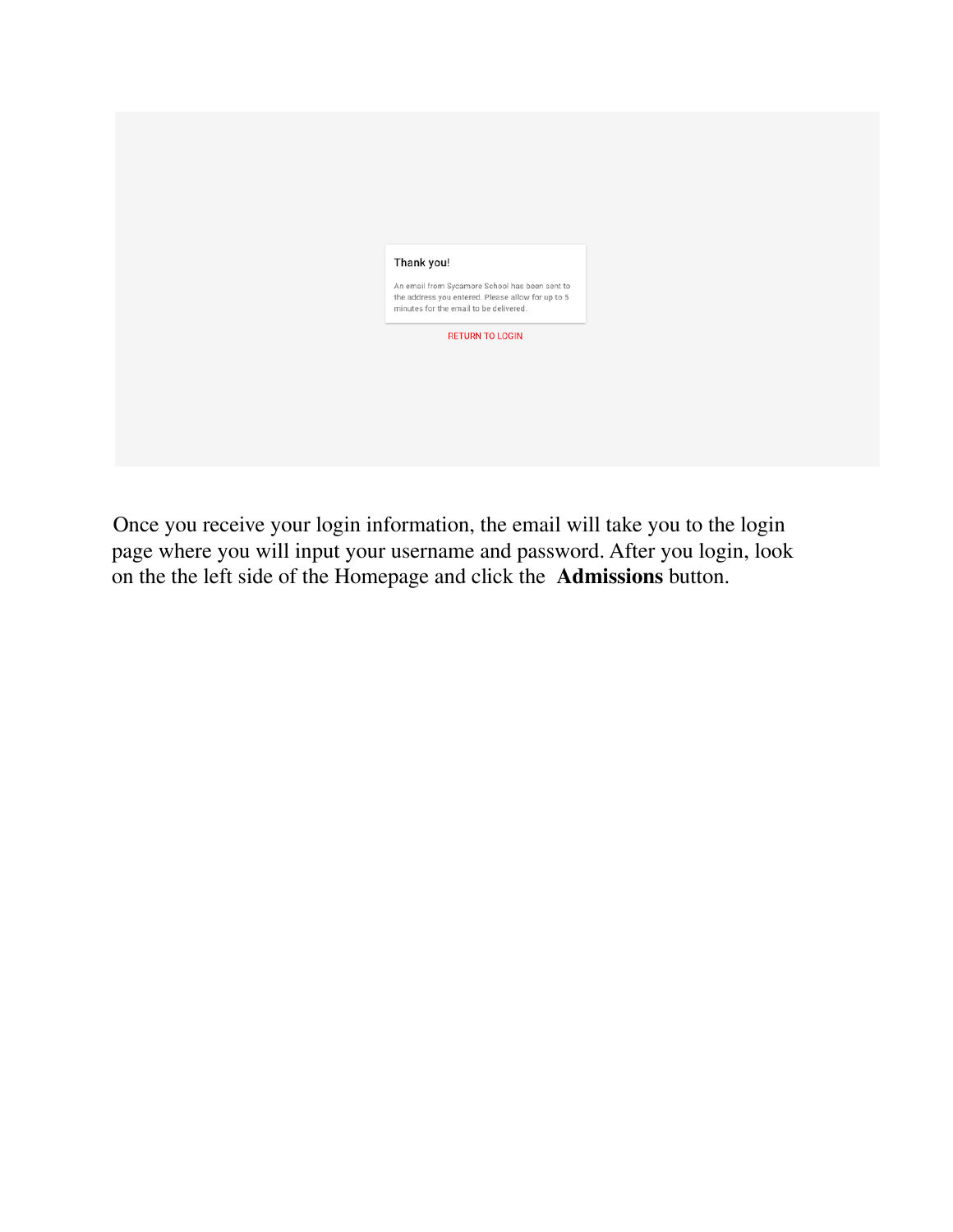Thank you!

An email from Sycamore School has been sent to the address you entered. Please allow for up to 5 minutes for the email to be delivered.

RETURN TO LOGIN

Once you receive your login information, the email will take you to the login page where you will input your username and password. After you login, look on the the left side of the Homepage and click the **Admissions** button.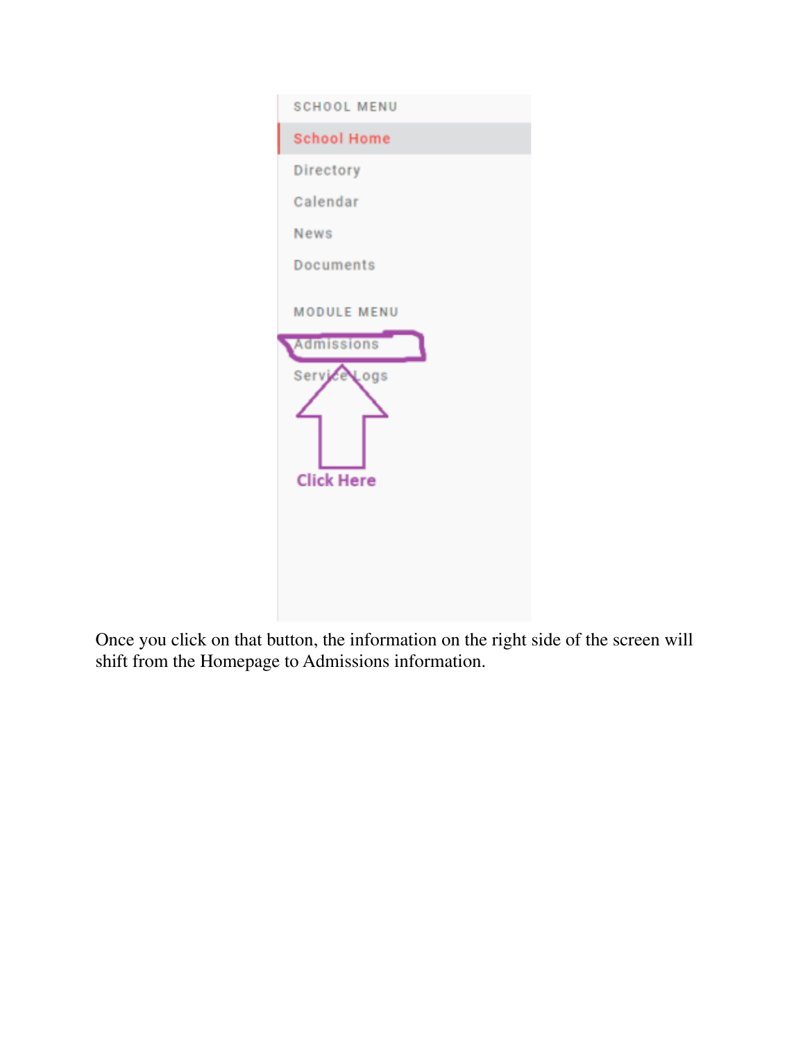SCHOOL MENU

School Home

Directory

Calendar

News

Documents

MODULE MENU

Admissions

Service Logs

Click Here

Once you click on that button, the information on the right side of the screen will shift from the Homepage to Admissions information.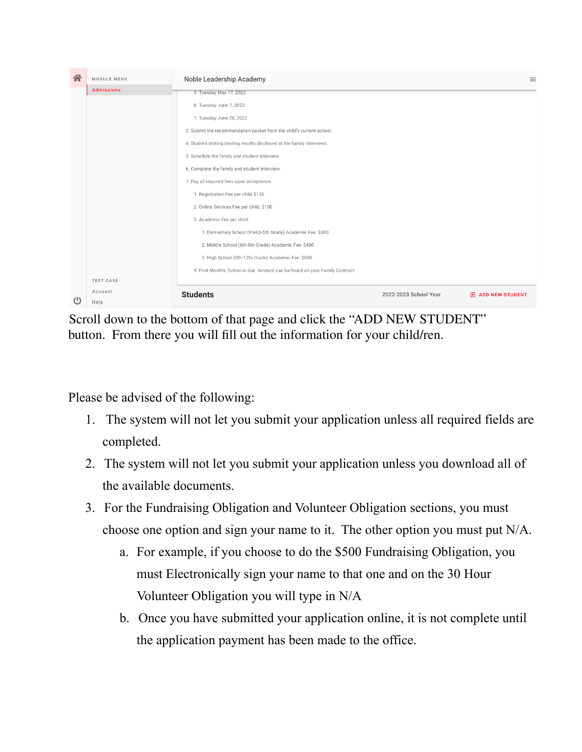MODULE MENU

Admissions

Noble Leadership Academy

5. Tuesday May 17, 2022
6. Tuesday June 7, 2022
7. Tuesday June 28, 2022

3. Submit the recommendation packet from the child's current school.
4. Student testing (testing results disclosed at the family interview).
5. Schedule the family and student interview.
6. Complete the family and student interview.
7. Pay all required fees upon acceptance.
   1. Registration Fee per child $150.
   2. Online Services Fee per child: $100
   3. Academic Fee per child:
      1. Elementary School (Prek3-5th Grade) Academic Fee: $300
      2. Middle School (6th-8th Grade) Academic Fee: $400
      3. High School (9th-12th Grade) Academic Fee: $500
   4. First Month's Tuition is due. Amount can be found on your Family Contract.

TEST CASE

Account

Help

**Students** 2022-2023 School Year ADD NEW STUDENT

Scroll down to the bottom of that page and click the "ADD NEW STUDENT" button. From there you will fill out the information for your child/ren.

Please be advised of the following:

1. The system will not let you submit your application unless all required fields are completed.
2. The system will not let you submit your application unless you download all of the available documents.
3. For the Fundraising Obligation and Volunteer Obligation sections, you must choose one option and sign your name to it. The other option you must put N/A.
   a. For example, if you choose to do the $500 Fundraising Obligation, you must Electronically sign your name to that one and on the 30 Hour Volunteer Obligation you will type in N/A
   b. Once you have submitted your application online, it is not complete until the application payment has been made to the office.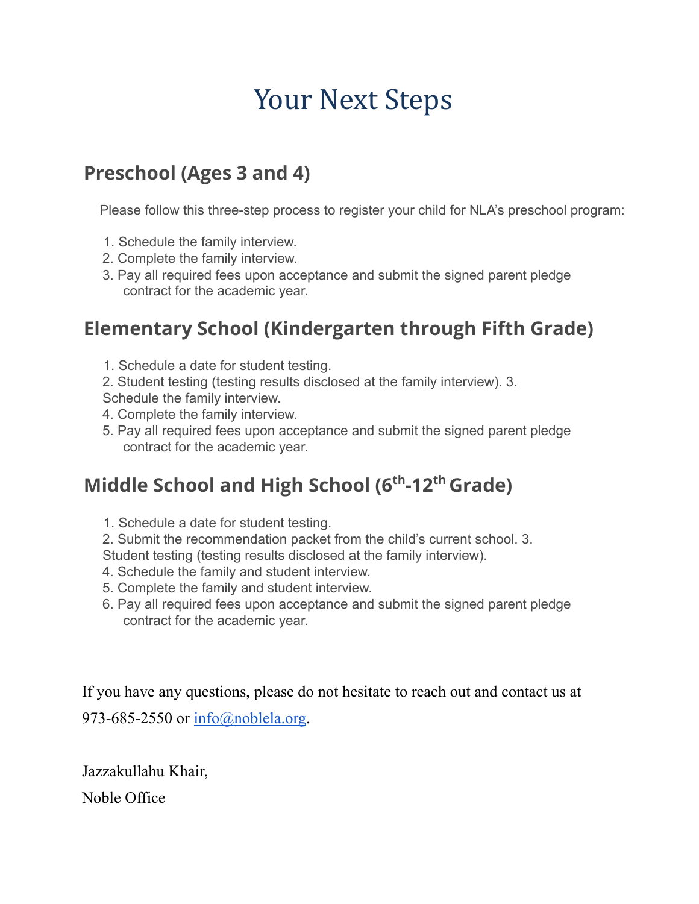# Your Next Steps

## Preschool (Ages 3 and 4)

Please follow this three-step process to register your child for NLA's preschool program:

1. Schedule the family interview.
2. Complete the family interview.
3. Pay all required fees upon acceptance and submit the signed parent pledge contract for the academic year.

## Elementary School (Kindergarten through Fifth Grade)

1. Schedule a date for student testing.
2. Student testing (testing results disclosed at the family interview).
3. Schedule the family interview.
4. Complete the family interview.
5. Pay all required fees upon acceptance and submit the signed parent pledge contract for the academic year.

## Middle School and High School ($6^{th}$-$12^{th}$ Grade)

1. Schedule a date for student testing.
2. Submit the recommendation packet from the child's current school.
3. Student testing (testing results disclosed at the family interview).
4. Schedule the family and student interview.
5. Complete the family and student interview.
6. Pay all required fees upon acceptance and submit the signed parent pledge contract for the academic year.

If you have any questions, please do not hesitate to reach out and contact us at 973-685-2550 or [info@noblela.org](mailto:info@noblela.org).

Jazzakullahu Khair,

Noble Office